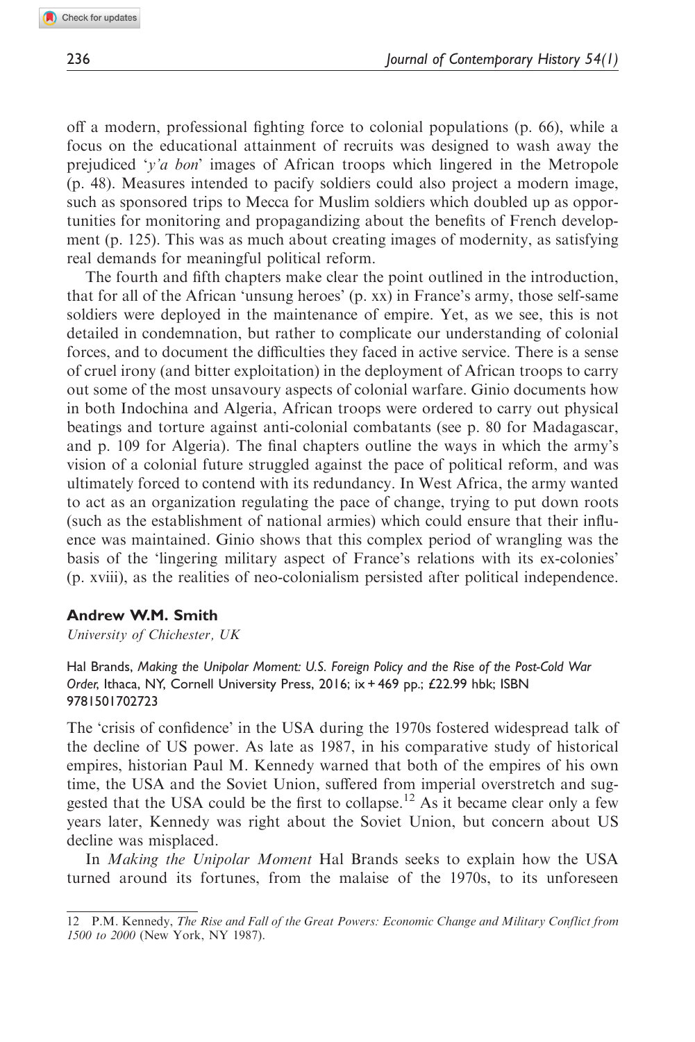off a modern, professional fighting force to colonial populations (p. 66), while a focus on the educational attainment of recruits was designed to wash away the prejudiced '*y'a bon*' images of African troops which lingered in the Metropole (p. 48). Measures intended to pacify soldiers could also project a modern image, such as sponsored trips to Mecca for Muslim soldiers which doubled up as opportunities for monitoring and propagandizing about the benefits of French development (p. 125). This was as much about creating images of modernity, as satisfying real demands for meaningful political reform.

The fourth and fifth chapters make clear the point outlined in the introduction, that for all of the African 'unsung heroes' (p. xx) in France's army, those self-same soldiers were deployed in the maintenance of empire. Yet, as we see, this is not detailed in condemnation, but rather to complicate our understanding of colonial forces, and to document the difficulties they faced in active service. There is a sense of cruel irony (and bitter exploitation) in the deployment of African troops to carry out some of the most unsavoury aspects of colonial warfare. Ginio documents how in both Indochina and Algeria, African troops were ordered to carry out physical beatings and torture against anti-colonial combatants (see p. 80 for Madagascar, and p. 109 for Algeria). The final chapters outline the ways in which the army's vision of a colonial future struggled against the pace of political reform, and was ultimately forced to contend with its redundancy. In West Africa, the army wanted to act as an organization regulating the pace of change, trying to put down roots (such as the establishment of national armies) which could ensure that their influence was maintained. Ginio shows that this complex period of wrangling was the basis of the 'lingering military aspect of France's relations with its ex-colonies' (p. xviii), as the realities of neo-colonialism persisted after political independence.

**Andrew W.M. Smith**
*University of Chichester, UK*

Hal Brands, *Making the Unipolar Moment: U.S. Foreign Policy and the Rise of the Post-Cold War Order*, Ithaca, NY, Cornell University Press, 2016; ix + 469 pp.; £22.99 hbk; ISBN 9781501702723

The 'crisis of confidence' in the USA during the 1970s fostered widespread talk of the decline of US power. As late as 1987, in his comparative study of historical empires, historian Paul M. Kennedy warned that both of the empires of his own time, the USA and the Soviet Union, suffered from imperial overstretch and suggested that the USA could be the first to collapse.[12] As it became clear only a few years later, Kennedy was right about the Soviet Union, but concern about US decline was misplaced.

In *Making the Unipolar Moment* Hal Brands seeks to explain how the USA turned around its fortunes, from the malaise of the 1970s, to its unforeseen

12 P.M. Kennedy, *The Rise and Fall of the Great Powers: Economic Change and Military Conflict from 1500 to 2000* (New York, NY 1987).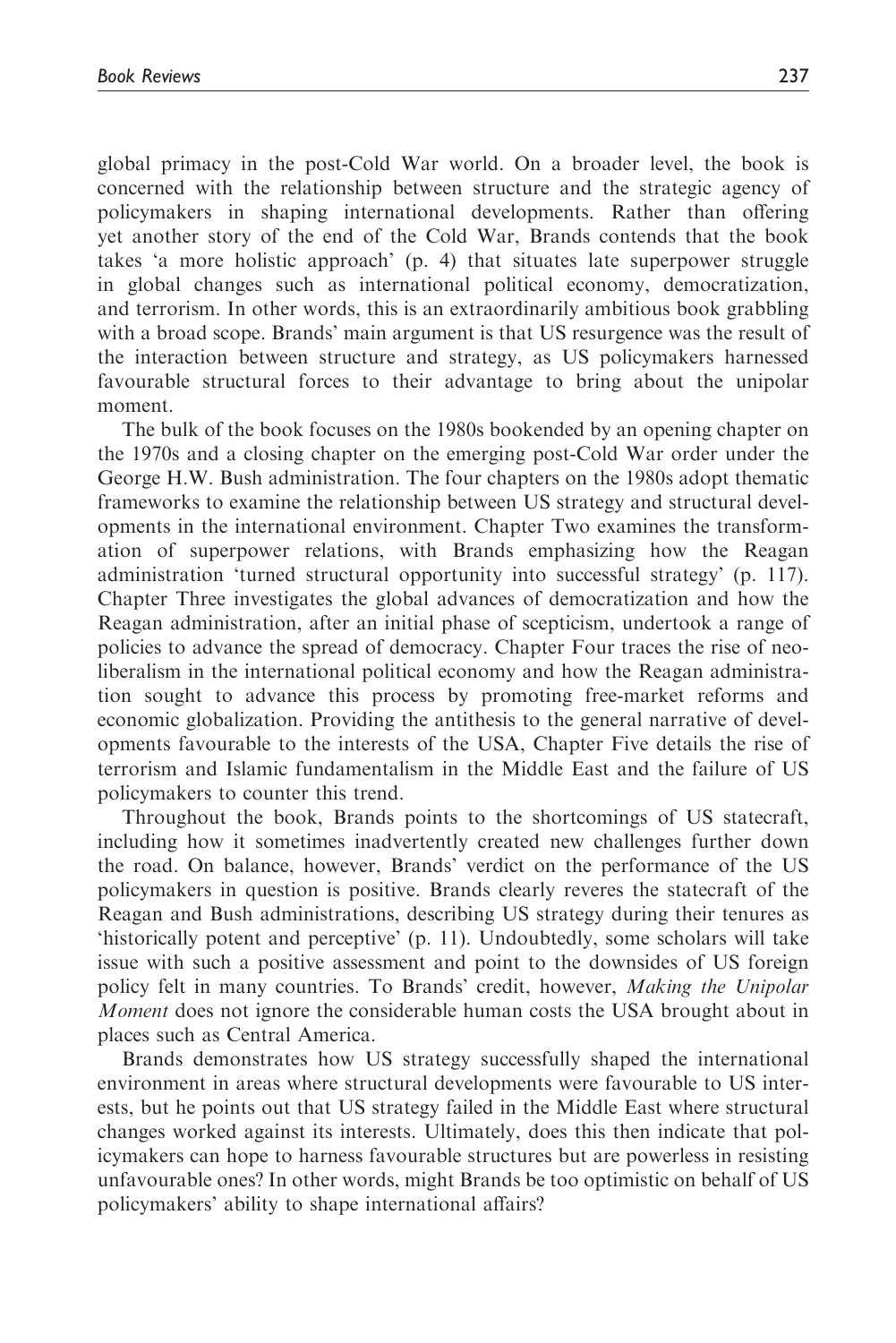global primacy in the post-Cold War world. On a broader level, the book is concerned with the relationship between structure and the strategic agency of policymakers in shaping international developments. Rather than offering yet another story of the end of the Cold War, Brands contends that the book takes 'a more holistic approach' (p. 4) that situates late superpower struggle in global changes such as international political economy, democratization, and terrorism. In other words, this is an extraordinarily ambitious book grabbling with a broad scope. Brands' main argument is that US resurgence was the result of the interaction between structure and strategy, as US policymakers harnessed favourable structural forces to their advantage to bring about the unipolar moment.

The bulk of the book focuses on the 1980s bookended by an opening chapter on the 1970s and a closing chapter on the emerging post-Cold War order under the George H.W. Bush administration. The four chapters on the 1980s adopt thematic frameworks to examine the relationship between US strategy and structural developments in the international environment. Chapter Two examines the transformation of superpower relations, with Brands emphasizing how the Reagan administration 'turned structural opportunity into successful strategy' (p. 117). Chapter Three investigates the global advances of democratization and how the Reagan administration, after an initial phase of scepticism, undertook a range of policies to advance the spread of democracy. Chapter Four traces the rise of neoliberalism in the international political economy and how the Reagan administration sought to advance this process by promoting free-market reforms and economic globalization. Providing the antithesis to the general narrative of developments favourable to the interests of the USA, Chapter Five details the rise of terrorism and Islamic fundamentalism in the Middle East and the failure of US policymakers to counter this trend.

Throughout the book, Brands points to the shortcomings of US statecraft, including how it sometimes inadvertently created new challenges further down the road. On balance, however, Brands' verdict on the performance of the US policymakers in question is positive. Brands clearly reveres the statecraft of the Reagan and Bush administrations, describing US strategy during their tenures as 'historically potent and perceptive' (p. 11). Undoubtedly, some scholars will take issue with such a positive assessment and point to the downsides of US foreign policy felt in many countries. To Brands' credit, however, *Making the Unipolar Moment* does not ignore the considerable human costs the USA brought about in places such as Central America.

Brands demonstrates how US strategy successfully shaped the international environment in areas where structural developments were favourable to US interests, but he points out that US strategy failed in the Middle East where structural changes worked against its interests. Ultimately, does this then indicate that policymakers can hope to harness favourable structures but are powerless in resisting unfavourable ones? In other words, might Brands be too optimistic on behalf of US policymakers' ability to shape international affairs?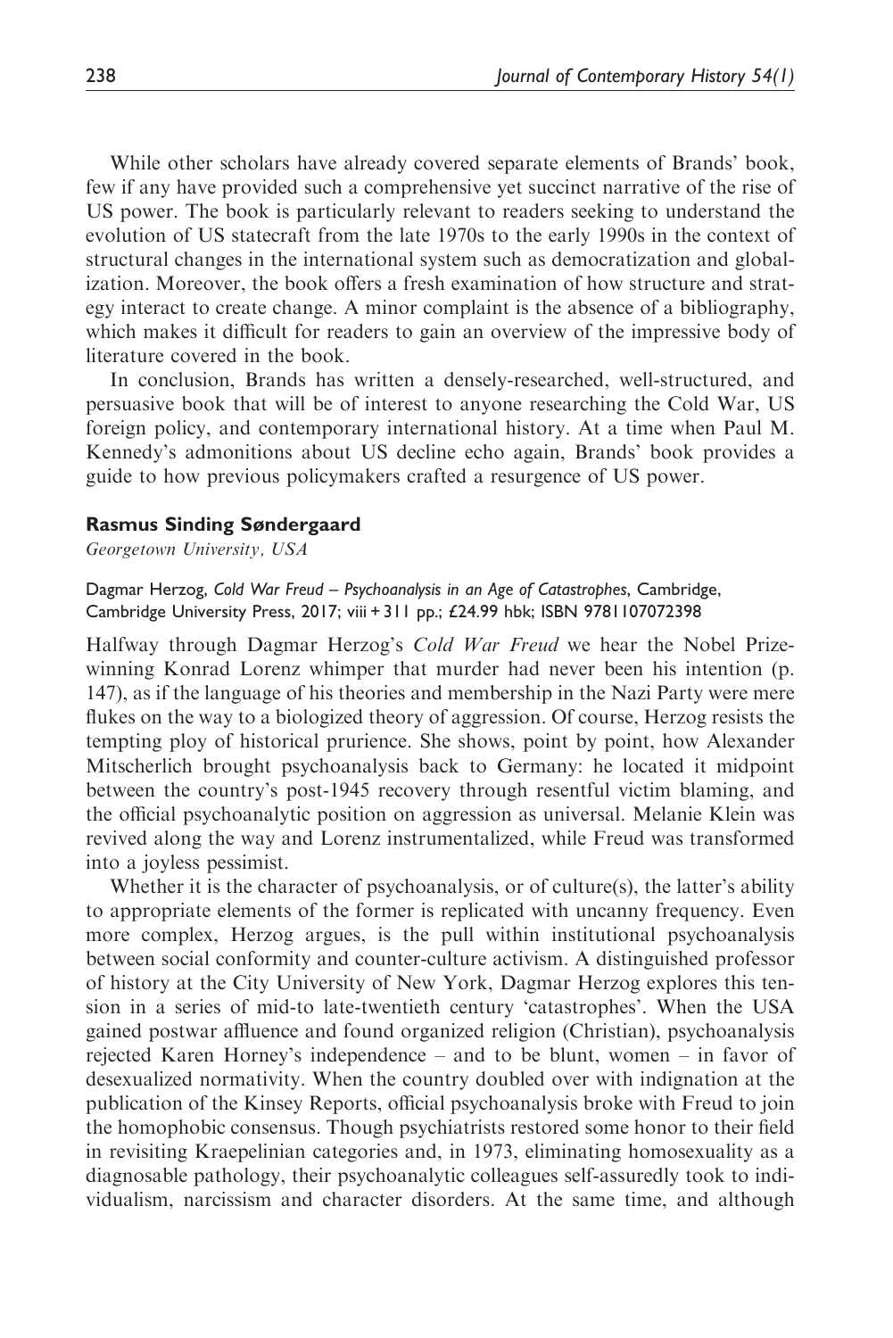While other scholars have already covered separate elements of Brands' book, few if any have provided such a comprehensive yet succinct narrative of the rise of US power. The book is particularly relevant to readers seeking to understand the evolution of US statecraft from the late 1970s to the early 1990s in the context of structural changes in the international system such as democratization and globalization. Moreover, the book offers a fresh examination of how structure and strategy interact to create change. A minor complaint is the absence of a bibliography, which makes it difficult for readers to gain an overview of the impressive body of literature covered in the book.

In conclusion, Brands has written a densely-researched, well-structured, and persuasive book that will be of interest to anyone researching the Cold War, US foreign policy, and contemporary international history. At a time when Paul M. Kennedy's admonitions about US decline echo again, Brands' book provides a guide to how previous policymakers crafted a resurgence of US power.

**Rasmus Sinding Søndergaard**

*Georgetown University, USA*

Dagmar Herzog, *Cold War Freud – Psychoanalysis in an Age of Catastrophes*, Cambridge, Cambridge University Press, 2017; viii + 311 pp.; £24.99 hbk; ISBN 9781107072398

Halfway through Dagmar Herzog's *Cold War Freud* we hear the Nobel Prize-winning Konrad Lorenz whimper that murder had never been his intention (p. 147), as if the language of his theories and membership in the Nazi Party were mere flukes on the way to a biologized theory of aggression. Of course, Herzog resists the tempting ploy of historical prurience. She shows, point by point, how Alexander Mitscherlich brought psychoanalysis back to Germany: he located it midpoint between the country's post-1945 recovery through resentful victim blaming, and the official psychoanalytic position on aggression as universal. Melanie Klein was revived along the way and Lorenz instrumentalized, while Freud was transformed into a joyless pessimist.

Whether it is the character of psychoanalysis, or of culture(s), the latter's ability to appropriate elements of the former is replicated with uncanny frequency. Even more complex, Herzog argues, is the pull within institutional psychoanalysis between social conformity and counter-culture activism. A distinguished professor of history at the City University of New York, Dagmar Herzog explores this tension in a series of mid-to late-twentieth century 'catastrophes'. When the USA gained postwar affluence and found organized religion (Christian), psychoanalysis rejected Karen Horney's independence – and to be blunt, women – in favor of desexualized normativity. When the country doubled over with indignation at the publication of the Kinsey Reports, official psychoanalysis broke with Freud to join the homophobic consensus. Though psychiatrists restored some honor to their field in revisiting Kraepelinian categories and, in 1973, eliminating homosexuality as a diagnosable pathology, their psychoanalytic colleagues self-assuredly took to individualism, narcissism and character disorders. At the same time, and although